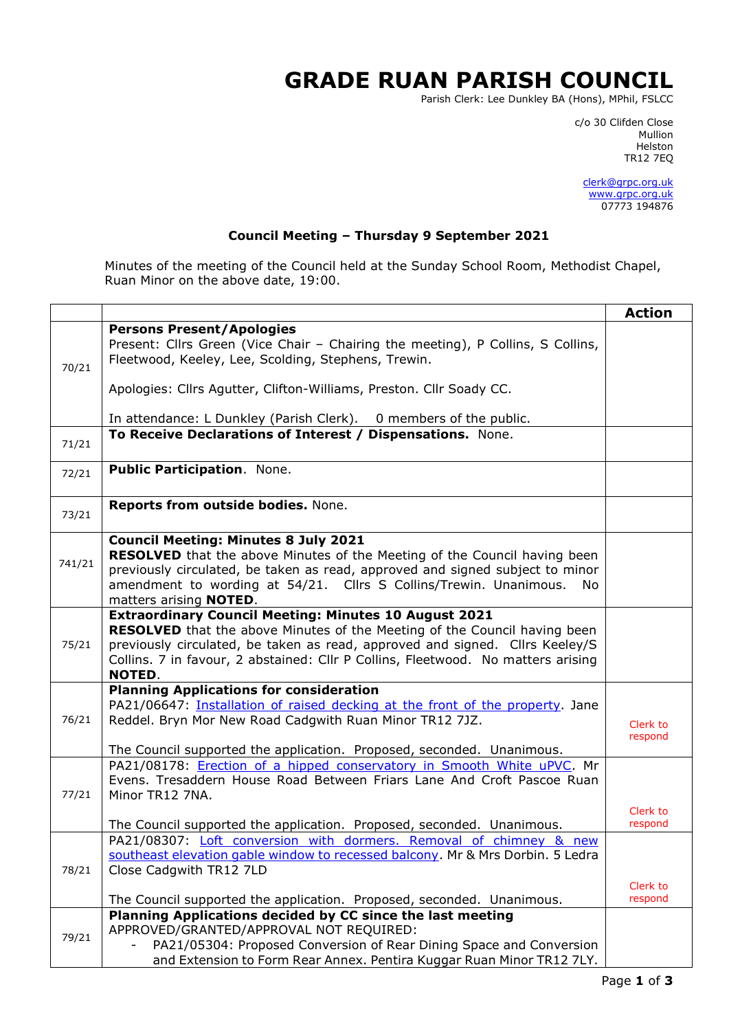# GRADE RUAN PARISH COUNCIL

Parish Clerk: Lee Dunkley BA (Hons), MPhil, FSLCC

c/o 30 Clifden Close
Mullion
Helston
TR12 7EQ

clerk@grpc.org.uk
www.grpc.org.uk
07773 194876

## Council Meeting – Thursday 9 September 2021

Minutes of the meeting of the Council held at the Sunday School Room, Methodist Chapel, Ruan Minor on the above date, 19:00.

| | | Action |
|---|---|---|
| 70/21 | **Persons Present/Apologies**<br>Present: Cllrs Green (Vice Chair – Chairing the meeting), P Collins, S Collins, Fleetwood, Keeley, Lee, Scolding, Stephens, Trewin.<br><br>Apologies: Cllrs Agutter, Clifton-Williams, Preston. Cllr Soady CC.<br><br>In attendance: L Dunkley (Parish Clerk). 0 members of the public. | |
| 71/21 | **To Receive Declarations of Interest / Dispensations.** None. | |
| 72/21 | **Public Participation**. None. | |
| 73/21 | **Reports from outside bodies.** None. | |
| 741/21 | **Council Meeting: Minutes 8 July 2021**<br>**RESOLVED** that the above Minutes of the Meeting of the Council having been previously circulated, be taken as read, approved and signed subject to minor amendment to wording at 54/21. Cllrs S Collins/Trewin. Unanimous. No matters arising **NOTED**. | |
| 75/21 | **Extraordinary Council Meeting: Minutes 10 August 2021**<br>**RESOLVED** that the above Minutes of the Meeting of the Council having been previously circulated, be taken as read, approved and signed. Cllrs Keeley/S Collins. 7 in favour, 2 abstained: Cllr P Collins, Fleetwood. No matters arising **NOTED**. | |
| 76/21 | **Planning Applications for consideration**<br>PA21/06647: Installation of raised decking at the front of the property. Jane Reddel. Bryn Mor New Road Cadgwith Ruan Minor TR12 7JZ.<br><br>The Council supported the application. Proposed, seconded. Unanimous. | Clerk to respond |
| 77/21 | PA21/08178: Erection of a hipped conservatory in Smooth White uPVC. Mr Evens. Tresaddern House Road Between Friars Lane And Croft Pascoe Ruan Minor TR12 7NA.<br><br>The Council supported the application. Proposed, seconded. Unanimous. | Clerk to respond |
| 78/21 | PA21/08307: Loft conversion with dormers. Removal of chimney & new southeast elevation gable window to recessed balcony. Mr & Mrs Dorbin. 5 Ledra Close Cadgwith TR12 7LD<br><br>The Council supported the application. Proposed, seconded. Unanimous. | Clerk to respond |
| 79/21 | **Planning Applications decided by CC since the last meeting**<br>APPROVED/GRANTED/APPROVAL NOT REQUIRED:<br>- PA21/05304: Proposed Conversion of Rear Dining Space and Conversion and Extension to Form Rear Annex. Pentira Kuggar Ruan Minor TR12 7LY. | |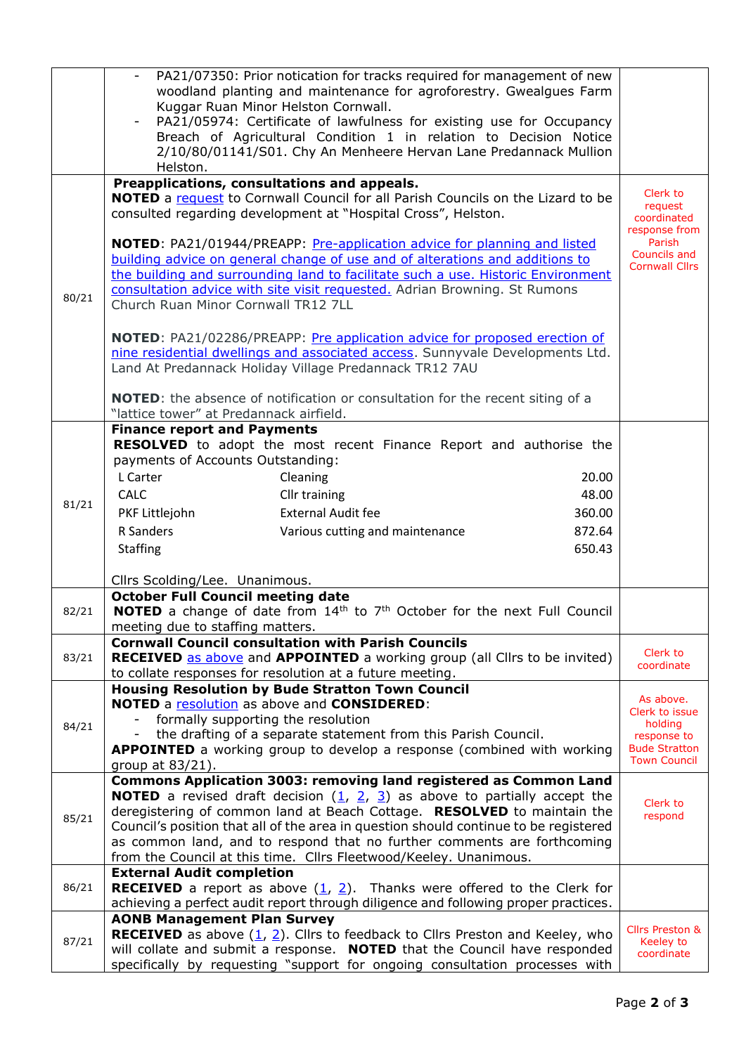| | | |
|---|---|---|
| | - PA21/07350: Prior notication for tracks required for management of new woodland planting and maintenance for agroforestry. Gwealgues Farm Kuggar Ruan Minor Helston Cornwall.<br>- PA21/05974: Certificate of lawfulness for existing use for Occupancy Breach of Agricultural Condition 1 in relation to Decision Notice 2/10/80/01141/S01. Chy An Menheere Hervan Lane Predannack Mullion Helston. | |
| 80/21 | **Preapplications, consultations and appeals.**<br>**NOTED** a request to Cornwall Council for all Parish Councils on the Lizard to be consulted regarding development at "Hospital Cross", Helston.<br><br>**NOTED**: PA21/01944/PREAPP: Pre-application advice for planning and listed building advice on general change of use and of alterations and additions to the building and surrounding land to facilitate such a use. Historic Environment consultation advice with site visit requested. Adrian Browning. St Rumons Church Ruan Minor Cornwall TR12 7LL<br><br>**NOTED**: PA21/02286/PREAPP: Pre application advice for proposed erection of nine residential dwellings and associated access. Sunnyvale Developments Ltd. Land At Predannack Holiday Village Predannack TR12 7AU<br><br>**NOTED**: the absence of notification or consultation for the recent siting of a "lattice tower" at Predannack airfield. | Clerk to request coordinated response from Parish Councils and Cornwall Cllrs |
| 81/21 | **Finance report and Payments**<br>**RESOLVED** to adopt the most recent Finance Report and authorise the payments of Accounts Outstanding:<br>L Carter — Cleaning — 20.00<br>CALC — Cllr training — 48.00<br>PKF Littlejohn — External Audit fee — 360.00<br>R Sanders — Various cutting and maintenance — 872.64<br>Staffing — 650.43<br><br>Cllrs Scolding/Lee. Unanimous. | |
| 82/21 | **October Full Council meeting date**<br>**NOTED** a change of date from 14th to 7th October for the next Full Council meeting due to staffing matters. | |
| 83/21 | **Cornwall Council consultation with Parish Councils**<br>**RECEIVED** as above and **APPOINTED** a working group (all Cllrs to be invited) to collate responses for resolution at a future meeting. | Clerk to coordinate |
| 84/21 | **Housing Resolution by Bude Stratton Town Council**<br>**NOTED** a resolution as above and **CONSIDERED**:<br>- formally supporting the resolution<br>- the drafting of a separate statement from this Parish Council.<br>**APPOINTED** a working group to develop a response (combined with working group at 83/21). | As above. Clerk to issue holding response to Bude Stratton Town Council |
| 85/21 | **Commons Application 3003: removing land registered as Common Land**<br>**NOTED** a revised draft decision (1, 2, 3) as above to partially accept the deregistering of common land at Beach Cottage. **RESOLVED** to maintain the Council's position that all of the area in question should continue to be registered as common land, and to respond that no further comments are forthcoming from the Council at this time. Cllrs Fleetwood/Keeley. Unanimous. | Clerk to respond |
| 86/21 | **External Audit completion**<br>**RECEIVED** a report as above (1, 2). Thanks were offered to the Clerk for achieving a perfect audit report through diligence and following proper practices. | |
| 87/21 | **AONB Management Plan Survey**<br>**RECEIVED** as above (1, 2). Cllrs to feedback to Cllrs Preston and Keeley, who will collate and submit a response. **NOTED** that the Council have responded specifically by requesting "support for ongoing consultation processes with | Cllrs Preston & Keeley to coordinate |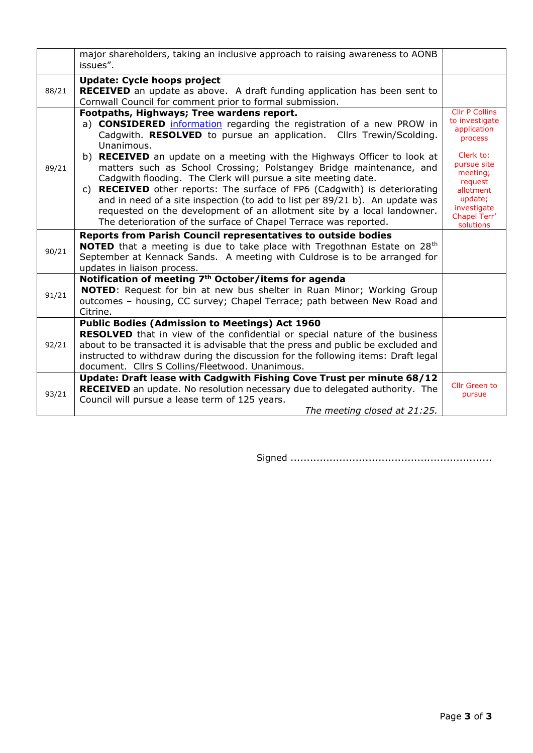| | | |
|---|---|---|
| | major shareholders, taking an inclusive approach to raising awareness to AONB issues". | |
| 88/21 | **Update: Cycle hoops project**<br>**RECEIVED** an update as above. A draft funding application has been sent to Cornwall Council for comment prior to formal submission. | |
| 89/21 | **Footpaths, Highways; Tree wardens report.**<br>a) **CONSIDERED** information regarding the registration of a new PROW in Cadgwith. **RESOLVED** to pursue an application. Cllrs Trewin/Scolding. Unanimous.<br>b) **RECEIVED** an update on a meeting with the Highways Officer to look at matters such as School Crossing; Polstangey Bridge maintenance, and Cadgwith flooding. The Clerk will pursue a site meeting date.<br>c) **RECEIVED** other reports: The surface of FP6 (Cadgwith) is deteriorating and in need of a site inspection (to add to list per 89/21 b). An update was requested on the development of an allotment site by a local landowner. The deterioration of the surface of Chapel Terrace was reported. | Cllr P Collins to investigate application process<br><br>Clerk to: pursue site meeting; request allotment update; investigate Chapel Terr' solutions |
| 90/21 | **Reports from Parish Council representatives to outside bodies**<br>**NOTED** that a meeting is due to take place with Tregothnan Estate on 28th September at Kennack Sands. A meeting with Culdrose is to be arranged for updates in liaison process. | |
| 91/21 | **Notification of meeting 7th October/items for agenda**<br>**NOTED**: Request for bin at new bus shelter in Ruan Minor; Working Group outcomes – housing, CC survey; Chapel Terrace; path between New Road and Citrine. | |
| 92/21 | **Public Bodies (Admission to Meetings) Act 1960**<br>**RESOLVED** that in view of the confidential or special nature of the business about to be transacted it is advisable that the press and public be excluded and instructed to withdraw during the discussion for the following items: Draft legal document. Cllrs S Collins/Fleetwood. Unanimous. | |
| 93/21 | **Update: Draft lease with Cadgwith Fishing Cove Trust per minute 68/12**<br>**RECEIVED** an update. No resolution necessary due to delegated authority. The Council will pursue a lease term of 125 years.<br>*The meeting closed at 21:25.* | Cllr Green to pursue |

Signed ............................................................